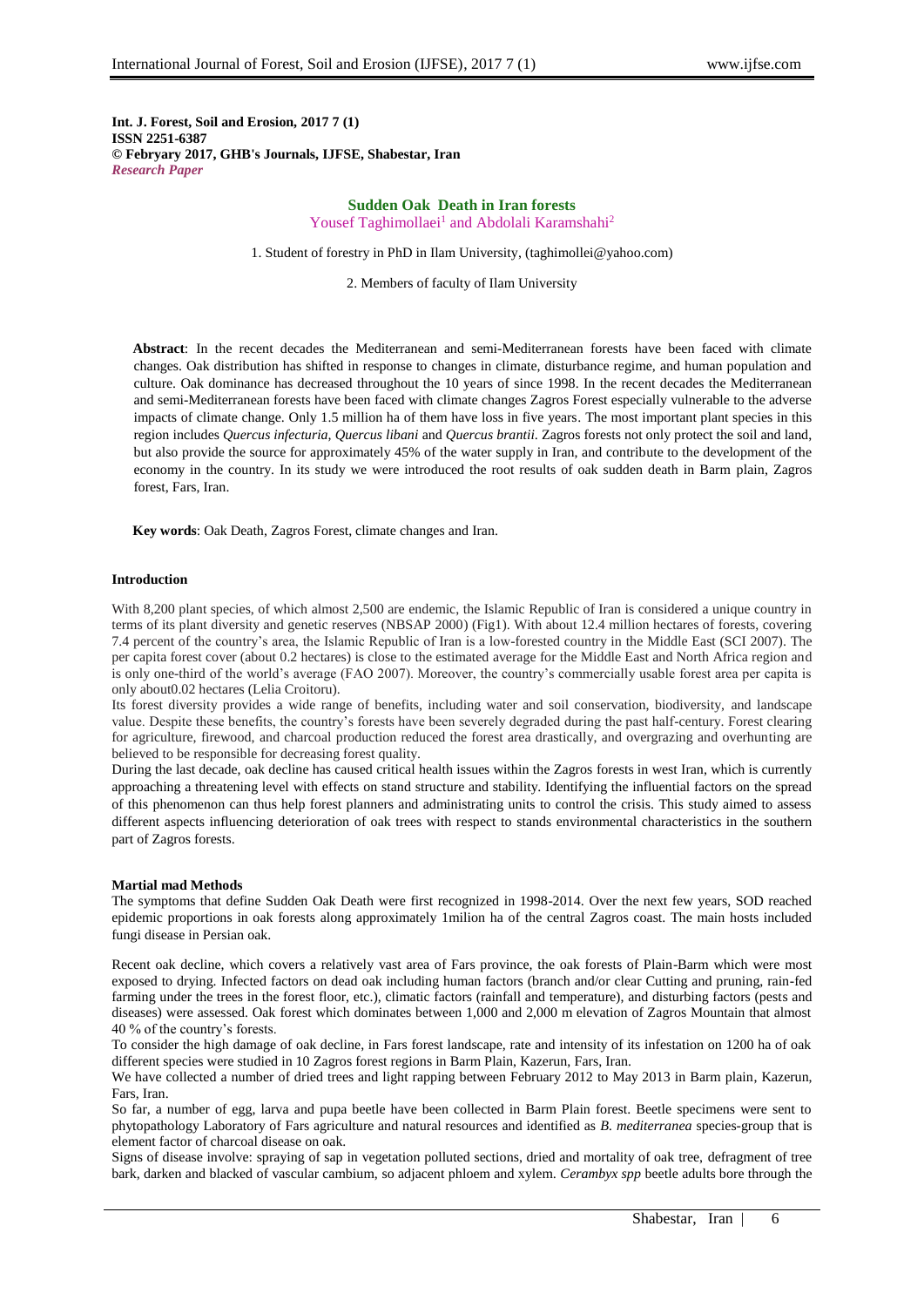**Int. J. Forest, Soil and Erosion, 2017 7 (1)**
**ISSN 2251-6387**
**© Febryary 2017, GHB's Journals, IJFSE, Shabestar, Iran**
***Research Paper***

# Sudden Oak Death in Iran forests

Yousef Taghimollaei[1] and Abdolali Karamshahi[2]

1. Student of forestry in PhD in Ilam University, (taghimollei@yahoo.com)

2. Members of faculty of Ilam University

**Abstract**: In the recent decades the Mediterranean and semi-Mediterranean forests have been faced with climate changes. Oak distribution has shifted in response to changes in climate, disturbance regime, and human population and culture. Oak dominance has decreased throughout the 10 years of since 1998. In the recent decades the Mediterranean and semi-Mediterranean forests have been faced with climate changes Zagros Forest especially vulnerable to the adverse impacts of climate change. Only 1.5 million ha of them have loss in five years. The most important plant species in this region includes *Quercus infecturia, Quercus libani* and *Quercus brantii*. Zagros forests not only protect the soil and land, but also provide the source for approximately 45% of the water supply in Iran, and contribute to the development of the economy in the country. In its study we were introduced the root results of oak sudden death in Barm plain, Zagros forest, Fars, Iran.

**Key words**: Oak Death, Zagros Forest, climate changes and Iran.

## Introduction

With 8,200 plant species, of which almost 2,500 are endemic, the Islamic Republic of Iran is considered a unique country in terms of its plant diversity and genetic reserves (NBSAP 2000) (Fig1). With about 12.4 million hectares of forests, covering 7.4 percent of the country's area, the Islamic Republic of Iran is a low-forested country in the Middle East (SCI 2007). The per capita forest cover (about 0.2 hectares) is close to the estimated average for the Middle East and North Africa region and is only one-third of the world's average (FAO 2007). Moreover, the country's commercially usable forest area per capita is only about0.02 hectares (Lelia Croitoru).

Its forest diversity provides a wide range of benefits, including water and soil conservation, biodiversity, and landscape value. Despite these benefits, the country's forests have been severely degraded during the past half-century. Forest clearing for agriculture, firewood, and charcoal production reduced the forest area drastically, and overgrazing and overhunting are believed to be responsible for decreasing forest quality.

During the last decade, oak decline has caused critical health issues within the Zagros forests in west Iran, which is currently approaching a threatening level with effects on stand structure and stability. Identifying the influential factors on the spread of this phenomenon can thus help forest planners and administrating units to control the crisis. This study aimed to assess different aspects influencing deterioration of oak trees with respect to stands environmental characteristics in the southern part of Zagros forests.

## Martial mad Methods

The symptoms that define Sudden Oak Death were first recognized in 1998-2014. Over the next few years, SOD reached epidemic proportions in oak forests along approximately 1milion ha of the central Zagros coast. The main hosts included fungi disease in Persian oak.

Recent oak decline, which covers a relatively vast area of Fars province, the oak forests of Plain-Barm which were most exposed to drying. Infected factors on dead oak including human factors (branch and/or clear Cutting and pruning, rain-fed farming under the trees in the forest floor, etc.), climatic factors (rainfall and temperature), and disturbing factors (pests and diseases) were assessed. Oak forest which dominates between 1,000 and 2,000 m elevation of Zagros Mountain that almost 40 % of the country's forests.

To consider the high damage of oak decline, in Fars forest landscape, rate and intensity of its infestation on 1200 ha of oak different species were studied in 10 Zagros forest regions in Barm Plain, Kazerun, Fars, Iran.

We have collected a number of dried trees and light rapping between February 2012 to May 2013 in Barm plain, Kazerun, Fars, Iran.

So far, a number of egg, larva and pupa beetle have been collected in Barm Plain forest. Beetle specimens were sent to phytopathology Laboratory of Fars agriculture and natural resources and identified as *B. mediterranea* species-group that is element factor of charcoal disease on oak.

Signs of disease involve: spraying of sap in vegetation polluted sections, dried and mortality of oak tree, defragment of tree bark, darken and blacked of vascular cambium, so adjacent phloem and xylem. *Cerambyx spp* beetle adults bore through the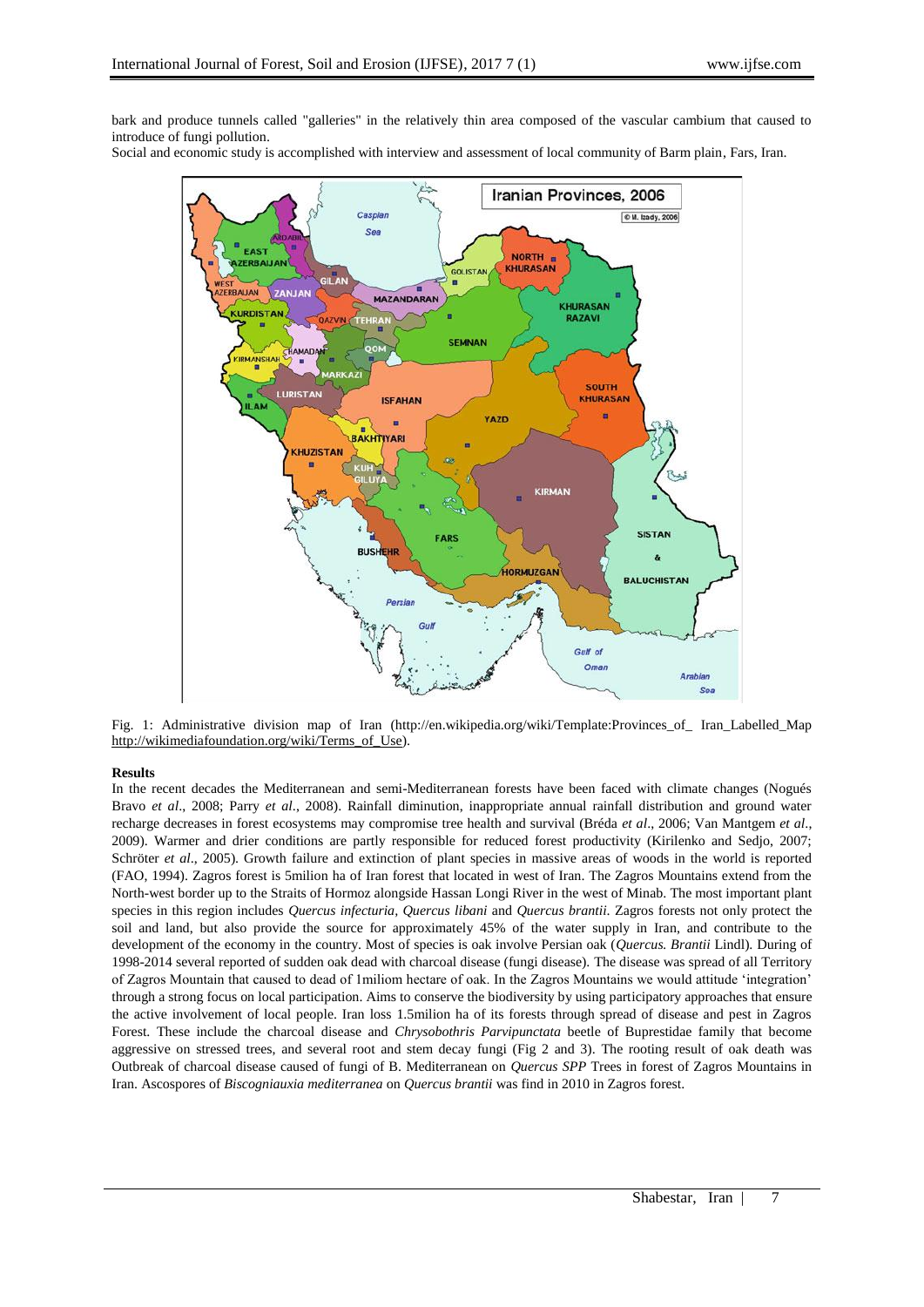bark and produce tunnels called "galleries" in the relatively thin area composed of the vascular cambium that caused to introduce of fungi pollution.

Social and economic study is accomplished with interview and assessment of local community of Barm plain, Fars, Iran.

Fig. 1: Administrative division map of Iran (http://en.wikipedia.org/wiki/Template:Provinces_of_ Iran_Labelled_Map http://wikimediafoundation.org/wiki/Terms_of_Use).

**Results**

In the recent decades the Mediterranean and semi-Mediterranean forests have been faced with climate changes (Nogués Bravo *et al*., 2008; Parry *et al*., 2008). Rainfall diminution, inappropriate annual rainfall distribution and ground water recharge decreases in forest ecosystems may compromise tree health and survival (Bréda *et al*., 2006; Van Mantgem *et al*., 2009). Warmer and drier conditions are partly responsible for reduced forest productivity (Kirilenko and Sedjo, 2007; Schröter *et al*., 2005). Growth failure and extinction of plant species in massive areas of woods in the world is reported (FAO, 1994). Zagros forest is 5milion ha of Iran forest that located in west of Iran. The Zagros Mountains extend from the North-west border up to the Straits of Hormoz alongside Hassan Longi River in the west of Minab. The most important plant species in this region includes *Quercus infecturia*, *Quercus libani* and *Quercus brantii*. Zagros forests not only protect the soil and land, but also provide the source for approximately 45% of the water supply in Iran, and contribute to the development of the economy in the country. Most of species is oak involve Persian oak (*Quercus. Brantii* Lindl). During of 1998-2014 several reported of sudden oak dead with charcoal disease (fungi disease). The disease was spread of all Territory of Zagros Mountain that caused to dead of 1miliom hectare of oak. In the Zagros Mountains we would attitude 'integration' through a strong focus on local participation. Aims to conserve the biodiversity by using participatory approaches that ensure the active involvement of local people. Iran loss 1.5milion ha of its forests through spread of disease and pest in Zagros Forest. These include the charcoal disease and *Chrysobothris Parvipunctata* beetle of Buprestidae family that become aggressive on stressed trees, and several root and stem decay fungi (Fig 2 and 3). The rooting result of oak death was Outbreak of charcoal disease caused of fungi of B. Mediterranean on *Quercus SPP* Trees in forest of Zagros Mountains in Iran. Ascospores of *Biscogniauxia mediterranea* on *Quercus brantii* was find in 2010 in Zagros forest.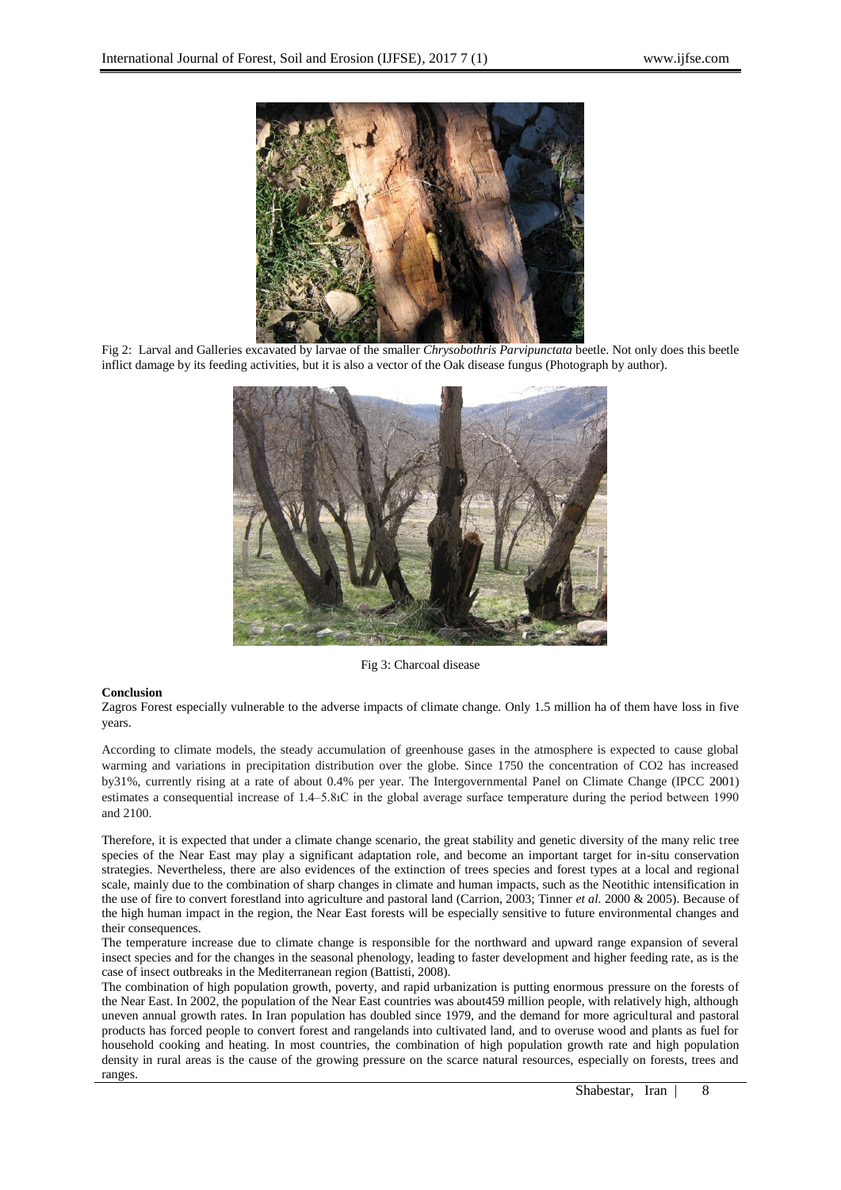Fig 2: Larval and Galleries excavated by larvae of the smaller *Chrysobothris Parvipunctata* beetle. Not only does this beetle inflict damage by its feeding activities, but it is also a vector of the Oak disease fungus (Photograph by author).

Fig 3: Charcoal disease

**Conclusion**

Zagros Forest especially vulnerable to the adverse impacts of climate change. Only 1.5 million ha of them have loss in five years.

According to climate models, the steady accumulation of greenhouse gases in the atmosphere is expected to cause global warming and variations in precipitation distribution over the globe. Since 1750 the concentration of $CO_2$ has increased by31%, currently rising at a rate of about 0.4% per year. The Intergovernmental Panel on Climate Change (IPCC 2001) estimates a consequential increase of 1.4–5.8ıC in the global average surface temperature during the period between 1990 and 2100.

Therefore, it is expected that under a climate change scenario, the great stability and genetic diversity of the many relic tree species of the Near East may play a significant adaptation role, and become an important target for in-situ conservation strategies. Nevertheless, there are also evidences of the extinction of trees species and forest types at a local and regional scale, mainly due to the combination of sharp changes in climate and human impacts, such as the Neotithic intensification in the use of fire to convert forestland into agriculture and pastoral land (Carrion, 2003; Tinner *et al.* 2000 & 2005). Because of the high human impact in the region, the Near East forests will be especially sensitive to future environmental changes and their consequences.

The temperature increase due to climate change is responsible for the northward and upward range expansion of several insect species and for the changes in the seasonal phenology, leading to faster development and higher feeding rate, as is the case of insect outbreaks in the Mediterranean region (Battisti, 2008).

The combination of high population growth, poverty, and rapid urbanization is putting enormous pressure on the forests of the Near East. In 2002, the population of the Near East countries was about459 million people, with relatively high, although uneven annual growth rates. In Iran population has doubled since 1979, and the demand for more agricultural and pastoral products has forced people to convert forest and rangelands into cultivated land, and to overuse wood and plants as fuel for household cooking and heating. In most countries, the combination of high population growth rate and high population density in rural areas is the cause of the growing pressure on the scarce natural resources, especially on forests, trees and ranges.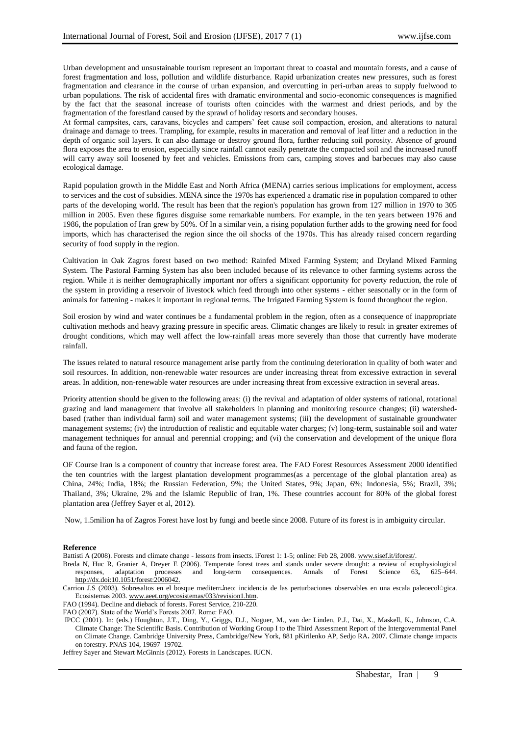Urban development and unsustainable tourism represent an important threat to coastal and mountain forests, and a cause of forest fragmentation and loss, pollution and wildlife disturbance. Rapid urbanization creates new pressures, such as forest fragmentation and clearance in the course of urban expansion, and overcutting in peri-urban areas to supply fuelwood to urban populations. The risk of accidental fires with dramatic environmental and socio-economic consequences is magnified by the fact that the seasonal increase of tourists often coincides with the warmest and driest periods, and by the fragmentation of the forestland caused by the sprawl of holiday resorts and secondary houses.

At formal campsites, cars, caravans, bicycles and campers' feet cause soil compaction, erosion, and alterations to natural drainage and damage to trees. Trampling, for example, results in maceration and removal of leaf litter and a reduction in the depth of organic soil layers. It can also damage or destroy ground flora, further reducing soil porosity. Absence of ground flora exposes the area to erosion, especially since rainfall cannot easily penetrate the compacted soil and the increased runoff will carry away soil loosened by feet and vehicles. Emissions from cars, camping stoves and barbecues may also cause ecological damage.

Rapid population growth in the Middle East and North Africa (MENA) carries serious implications for employment, access to services and the cost of subsidies. MENA since the 1970s has experienced a dramatic rise in population compared to other parts of the developing world. The result has been that the region's population has grown from 127 million in 1970 to 305 million in 2005. Even these figures disguise some remarkable numbers. For example, in the ten years between 1976 and 1986, the population of Iran grew by 50%. Of In a similar vein, a rising population further adds to the growing need for food imports, which has characterised the region since the oil shocks of the 1970s. This has already raised concern regarding security of food supply in the region.

Cultivation in Oak Zagros forest based on two method: Rainfed Mixed Farming System; and Dryland Mixed Farming System. The Pastoral Farming System has also been included because of its relevance to other farming systems across the region. While it is neither demographically important nor offers a significant opportunity for poverty reduction, the role of the system in providing a reservoir of livestock which feed through into other systems - either seasonally or in the form of animals for fattening - makes it important in regional terms. The Irrigated Farming System is found throughout the region.

Soil erosion by wind and water continues be a fundamental problem in the region, often as a consequence of inappropriate cultivation methods and heavy grazing pressure in specific areas. Climatic changes are likely to result in greater extremes of drought conditions, which may well affect the low-rainfall areas more severely than those that currently have moderate rainfall.

The issues related to natural resource management arise partly from the continuing deterioration in quality of both water and soil resources. In addition, non-renewable water resources are under increasing threat from excessive extraction in several areas. In addition, non-renewable water resources are under increasing threat from excessive extraction in several areas.

Priority attention should be given to the following areas: (i) the revival and adaptation of older systems of rational, rotational grazing and land management that involve all stakeholders in planning and monitoring resource changes; (ii) watershed-based (rather than individual farm) soil and water management systems; (iii) the development of sustainable groundwater management systems; (iv) the introduction of realistic and equitable water charges; (v) long-term, sustainable soil and water management techniques for annual and perennial cropping; and (vi) the conservation and development of the unique flora and fauna of the region.

OF Course Iran is a component of country that increase forest area. The FAO Forest Resources Assessment 2000 identified the ten countries with the largest plantation development programmes(as a percentage of the global plantation area) as China, 24%; India, 18%; the Russian Federation, 9%; the United States, 9%; Japan, 6%; Indonesia, 5%; Brazil, 3%; Thailand, 3%; Ukraine, 2% and the Islamic Republic of Iran, 1%. These countries account for 80% of the global forest plantation area (Jeffrey Sayer et al, 2012).

Now, 1.5milion ha of Zagros Forest have lost by fungi and beetle since 2008. Future of its forest is in ambiguity circular.

**Reference**

Battisti A (2008). Forests and climate change - lessons from insects. iForest 1: 1-5; online: Feb 28, 2008. www.sisef.it/iforest/.

Breda N, Huc R, Granier A, Dreyer E (2006). Temperate forest trees and stands under severe drought: a review of ecophysiological responses, adaptation processes and long-term consequences. Annals of Forest Science 63**,** 625–644. http://dx.doi:10.1051/forest:2006042.

Carrion J.S (2003). Sobresaltos en el bosque mediterrܣneo: incidencia de las perturbaciones observables en una escala paleoecolܶgica. Ecosistemas 2003. www.aeet.org/ecosistemas/033/revision1.htm.

FAO (1994). Decline and dieback of forests. Forest Service, 210-220.

FAO (2007). State of the World's Forests 2007. Rome: FAO.

IPCC (2001). In: (eds.) Houghton, J.T., Ding, Y., Griggs, D.J., Noguer, M., van der Linden, P.J., Dai, X., Maskell, K., Johnson, C.A. Climate Change: The Scientific Basis. Contribution of Working Group I to the Third Assessment Report of the Intergovernmental Panel on Climate Change. Cambridge University Press, Cambridge/New York, 881 pKirilenko AP, Sedjo RA**.** 2007. Climate change impacts on forestry. PNAS 104, 19697–19702.

Jeffrey Sayer and Stewart McGinnis (2012). Forests in Landscapes. IUCN.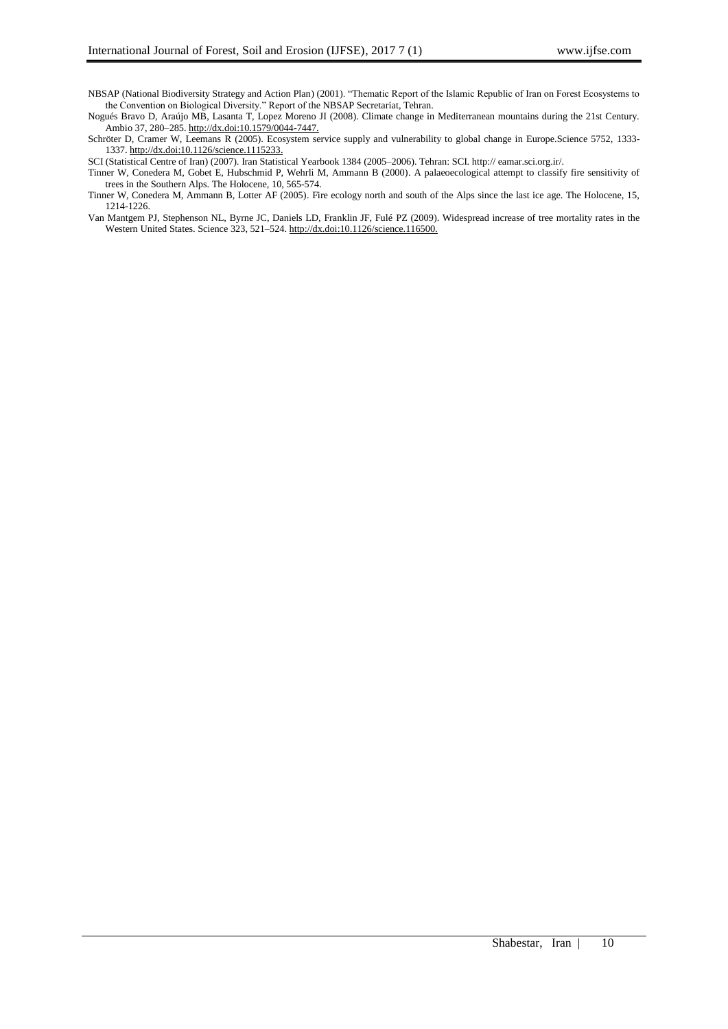NBSAP (National Biodiversity Strategy and Action Plan) (2001). "Thematic Report of the Islamic Republic of Iran on Forest Ecosystems to the Convention on Biological Diversity." Report of the NBSAP Secretariat, Tehran.

Nogués Bravo D, Araújo MB, Lasanta T, Lopez Moreno JI (2008). Climate change in Mediterranean mountains during the 21st Century. Ambio 37, 280–285. http://dx.doi:10.1579/0044-7447.

Schröter D, Cramer W, Leemans R (2005). Ecosystem service supply and vulnerability to global change in Europe.Science 5752, 1333-1337. http://dx.doi:10.1126/science.1115233.

SCI (Statistical Centre of Iran) (2007). Iran Statistical Yearbook 1384 (2005–2006). Tehran: SCI. http:// eamar.sci.org.ir/.

Tinner W, Conedera M, Gobet E, Hubschmid P, Wehrli M, Ammann B (2000). A palaeoecological attempt to classify fire sensitivity of trees in the Southern Alps. The Holocene, 10, 565-574.

Tinner W, Conedera M, Ammann B, Lotter AF (2005). Fire ecology north and south of the Alps since the last ice age. The Holocene, 15, 1214-1226.

Van Mantgem PJ, Stephenson NL, Byrne JC, Daniels LD, Franklin JF, Fulé PZ (2009). Widespread increase of tree mortality rates in the Western United States. Science 323, 521–524. http://dx.doi:10.1126/science.116500.